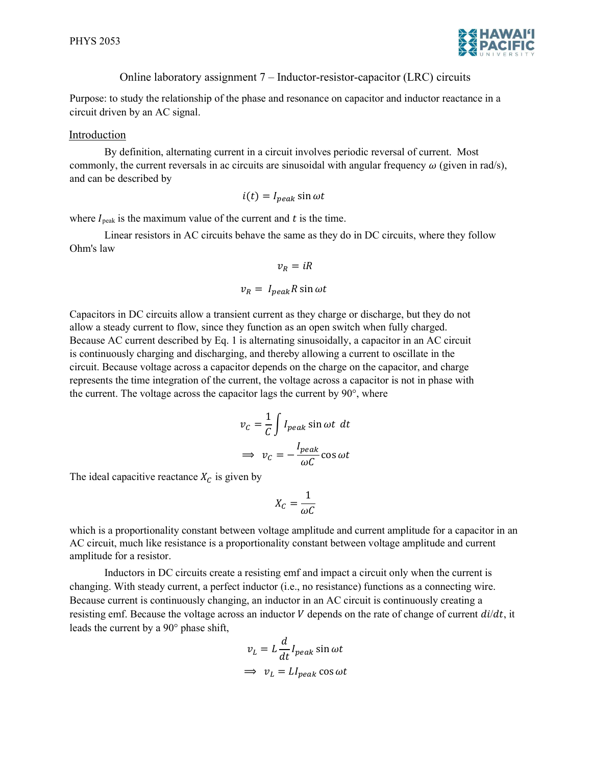Online laboratory assignment 7 – Inductor-resistor-capacitor (LRC) circuits

Purpose: to study the relationship of the phase and resonance on capacitor and inductor reactance in a circuit driven by an AC signal.

## Introduction

By definition, alternating current in a circuit involves periodic reversal of current. Most commonly, the current reversals in ac circuits are sinusoidal with angular frequency $\omega$ (given in rad/s), and can be described by

$$i(t) = I_{peak} \sin \omega t$$

where $I_{peak}$ is the maximum value of the current and $t$ is the time.

Linear resistors in AC circuits behave the same as they do in DC circuits, where they follow Ohm's law

$$v_R = iR$$

$$v_R = I_{peak} R \sin \omega t$$

Capacitors in DC circuits allow a transient current as they charge or discharge, but they do not allow a steady current to flow, since they function as an open switch when fully charged. Because AC current described by Eq. 1 is alternating sinusoidally, a capacitor in an AC circuit is continuously charging and discharging, and thereby allowing a current to oscillate in the circuit. Because voltage across a capacitor depends on the charge on the capacitor, and charge represents the time integration of the current, the voltage across a capacitor is not in phase with the current. The voltage across the capacitor lags the current by 90°, where

$$v_C = \frac{1}{C} \int I_{peak} \sin \omega t \ dt$$

$$\Rightarrow \ v_C = -\frac{I_{peak}}{\omega C} \cos \omega t$$

The ideal capacitive reactance $X_C$ is given by

$$X_C = \frac{1}{\omega C}$$

which is a proportionality constant between voltage amplitude and current amplitude for a capacitor in an AC circuit, much like resistance is a proportionality constant between voltage amplitude and current amplitude for a resistor.

Inductors in DC circuits create a resisting emf and impact a circuit only when the current is changing. With steady current, a perfect inductor (i.e., no resistance) functions as a connecting wire. Because current is continuously changing, an inductor in an AC circuit is continuously creating a resisting emf. Because the voltage across an inductor $V$ depends on the rate of change of current $di/dt$, it leads the current by a 90° phase shift,

$$v_L = L \frac{d}{dt} I_{peak} \sin \omega t$$

$$\Rightarrow \ v_L = L I_{peak} \cos \omega t$$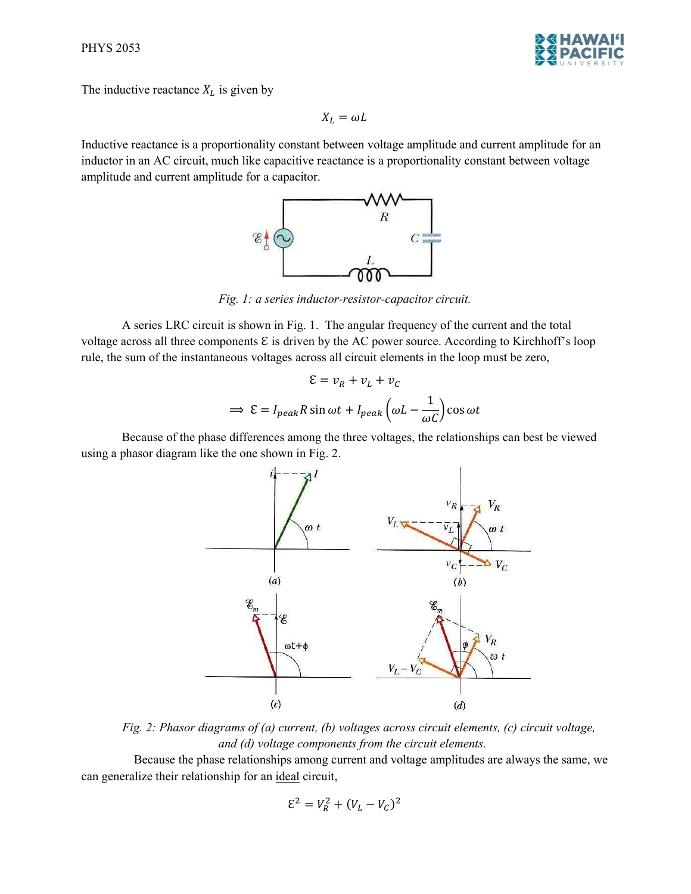The inductive reactance $X_L$ is given by

$$X_L = \omega L$$

Inductive reactance is a proportionality constant between voltage amplitude and current amplitude for an inductor in an AC circuit, much like capacitive reactance is a proportionality constant between voltage amplitude and current amplitude for a capacitor.

*Fig. 1: a series inductor-resistor-capacitor circuit.*

A series LRC circuit is shown in Fig. 1. The angular frequency of the current and the total voltage across all three components $\mathcal{E}$ is driven by the AC power source. According to Kirchhoff's loop rule, the sum of the instantaneous voltages across all circuit elements in the loop must be zero,

$$\mathcal{E} = v_R + v_L + v_C$$

$$\Longrightarrow \mathcal{E} = I_{peak} R \sin \omega t + I_{peak} \left( \omega L - \frac{1}{\omega C} \right) \cos \omega t$$

Because of the phase differences among the three voltages, the relationships can best be viewed using a phasor diagram like the one shown in Fig. 2.

*Fig. 2: Phasor diagrams of (a) current, (b) voltages across circuit elements, (c) circuit voltage, and (d) voltage components from the circuit elements.*

Because the phase relationships among current and voltage amplitudes are always the same, we can generalize their relationship for an <u>ideal</u> circuit,

$$\mathcal{E}^2 = V_R^2 + (V_L - V_C)^2$$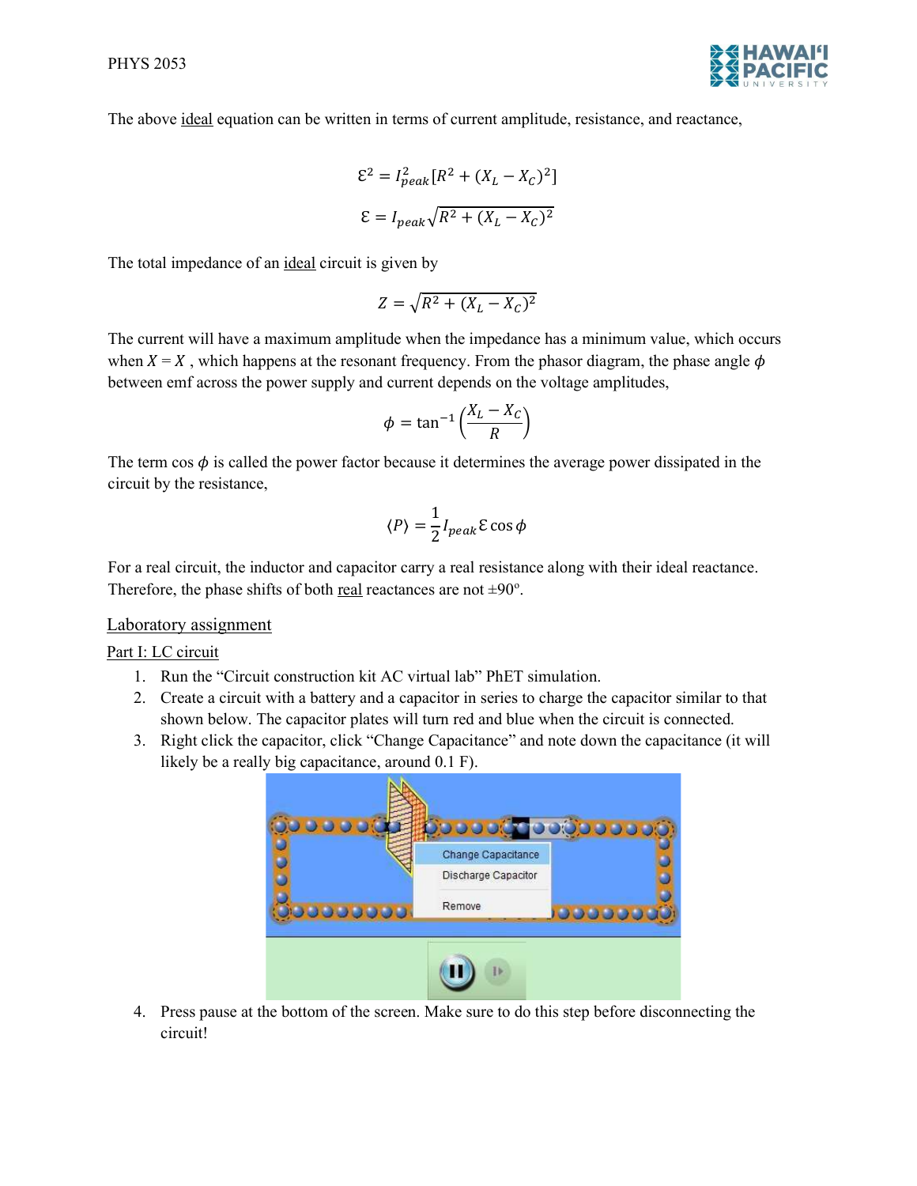The above ideal equation can be written in terms of current amplitude, resistance, and reactance,

$$\mathcal{E}^2 = I_{peak}^2[R^2 + (X_L - X_C)^2]$$

$$\mathcal{E} = I_{peak}\sqrt{R^2 + (X_L - X_C)^2}$$

The total impedance of an ideal circuit is given by

$$Z = \sqrt{R^2 + (X_L - X_C)^2}$$

The current will have a maximum amplitude when the impedance has a minimum value, which occurs when $X = X$ , which happens at the resonant frequency. From the phasor diagram, the phase angle $\phi$ between emf across the power supply and current depends on the voltage amplitudes,

$$\phi = \tan^{-1}\left(\frac{X_L - X_C}{R}\right)$$

The term $\cos\phi$ is called the power factor because it determines the average power dissipated in the circuit by the resistance,

$$\langle P \rangle = \frac{1}{2} I_{peak}\mathcal{E}\cos\phi$$

For a real circuit, the inductor and capacitor carry a real resistance along with their ideal reactance. Therefore, the phase shifts of both real reactances are not ±90º.

## Laboratory assignment

### Part I: LC circuit

1. Run the "Circuit construction kit AC virtual lab" PhET simulation.
2. Create a circuit with a battery and a capacitor in series to charge the capacitor similar to that shown below. The capacitor plates will turn red and blue when the circuit is connected.
3. Right click the capacitor, click "Change Capacitance" and note down the capacitance (it will likely be a really big capacitance, around 0.1 F).
4. Press pause at the bottom of the screen. Make sure to do this step before disconnecting the circuit!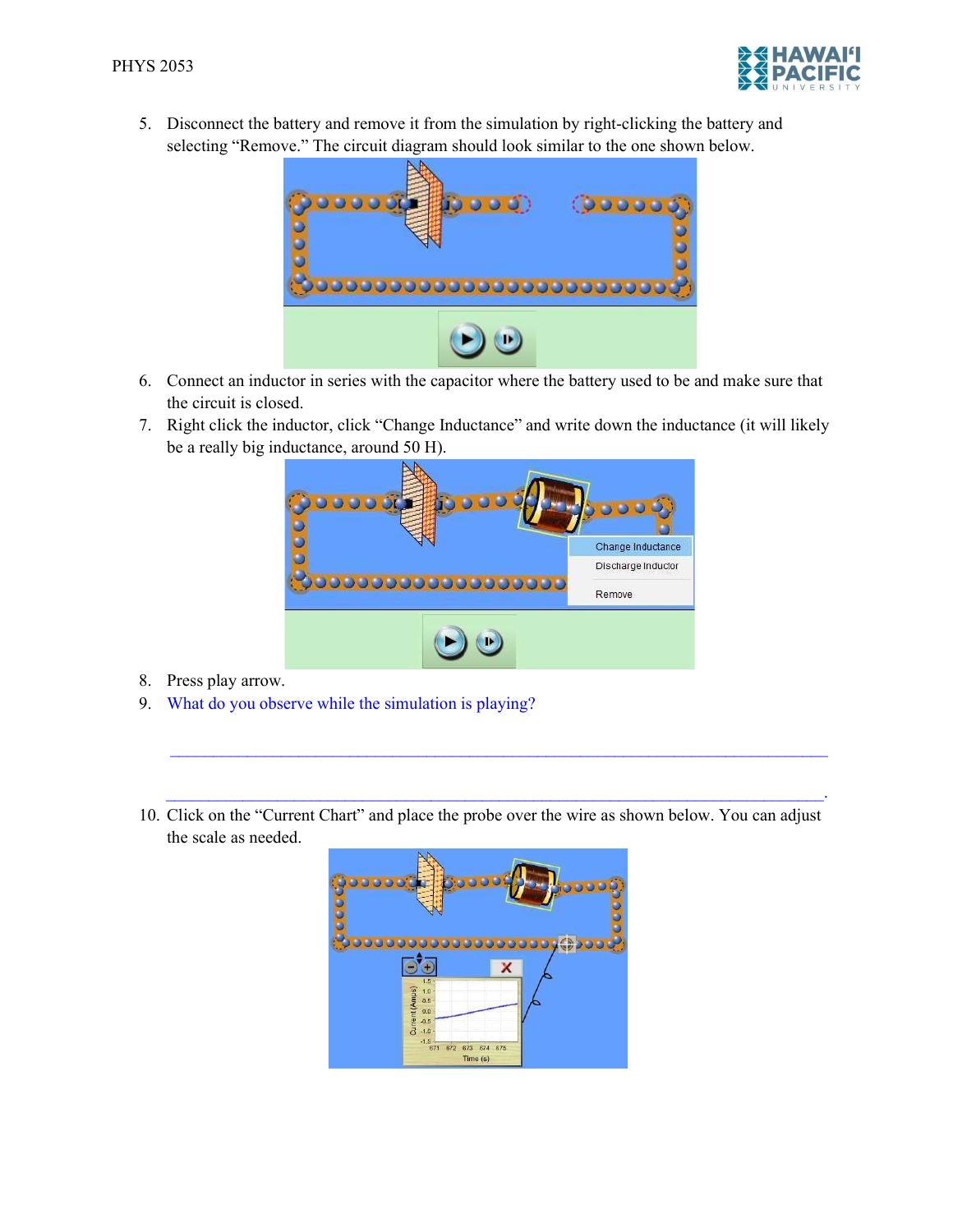5. Disconnect the battery and remove it from the simulation by right-clicking the battery and selecting "Remove." The circuit diagram should look similar to the one shown below.

6. Connect an inductor in series with the capacitor where the battery used to be and make sure that the circuit is closed.
7. Right click the inductor, click "Change Inductance" and write down the inductance (it will likely be a really big inductance, around 50 H).

8. Press play arrow.
9. What do you observe while the simulation is playing?

_______________________________________________________________________________

_______________________________________________________________________________.

10. Click on the "Current Chart" and place the probe over the wire as shown below. You can adjust the scale as needed.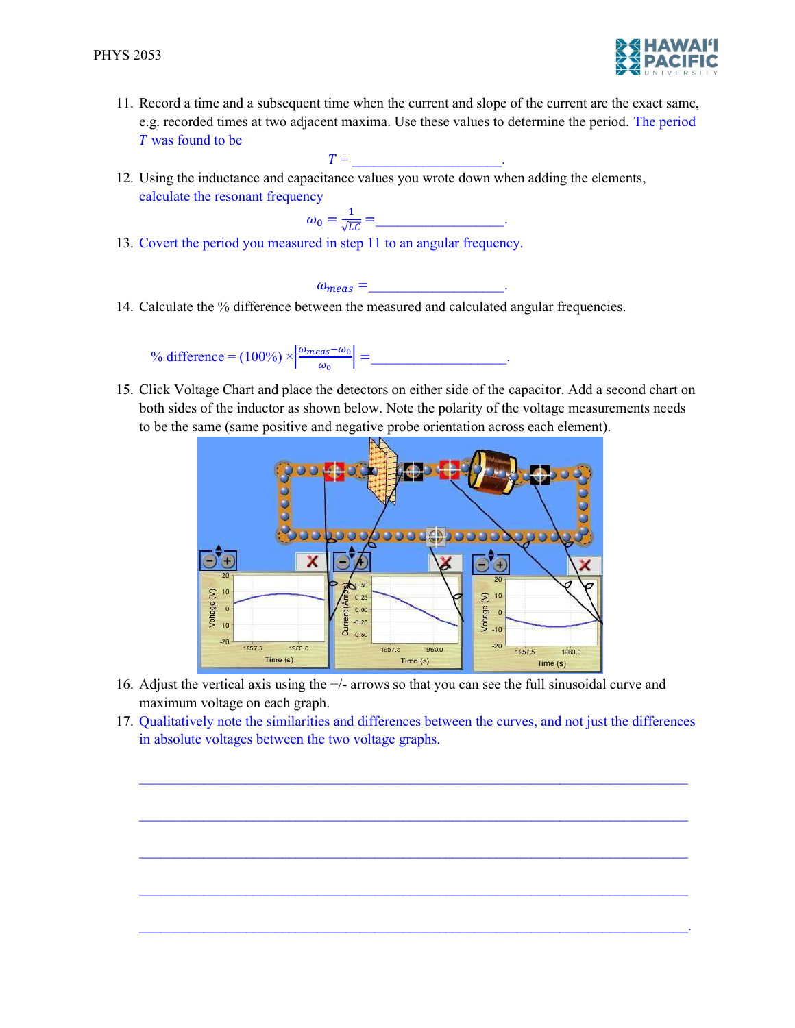11. Record a time and a subsequent time when the current and slope of the current are the exact same, e.g. recorded times at two adjacent maxima. Use these values to determine the period. The period $T$ was found to be

$$T = \_\_\_\_\_\_\_\_\_\_\_\_\_\_\_\_\_\_\_\_.$$

12. Using the inductance and capacitance values you wrote down when adding the elements, calculate the resonant frequency

$$\omega_0 = \frac{1}{\sqrt{LC}} = \_\_\_\_\_\_\_\_\_\_\_\_\_\_\_\_\_\_.$$

13. Covert the period you measured in step 11 to an angular frequency.

$$\omega_{meas} = \_\_\_\_\_\_\_\_\_\_\_\_\_\_\_\_\_\_.$$

14. Calculate the % difference between the measured and calculated angular frequencies.

$$\% \text{ difference} = (100\%) \times \left|\frac{\omega_{meas} - \omega_0}{\omega_0}\right| = \_\_\_\_\_\_\_\_\_\_\_\_\_\_\_\_\_\_.$$

15. Click Voltage Chart and place the detectors on either side of the capacitor. Add a second chart on both sides of the inductor as shown below. Note the polarity of the voltage measurements needs to be the same (same positive and negative probe orientation across each element).

16. Adjust the vertical axis using the +/- arrows so that you can see the full sinusoidal curve and maximum voltage on each graph.

17. Qualitatively note the similarities and differences between the curves, and not just the differences in absolute voltages between the two voltage graphs.

______________________________________________________________________________

______________________________________________________________________________

______________________________________________________________________________

______________________________________________________________________________

______________________________________________________________________________.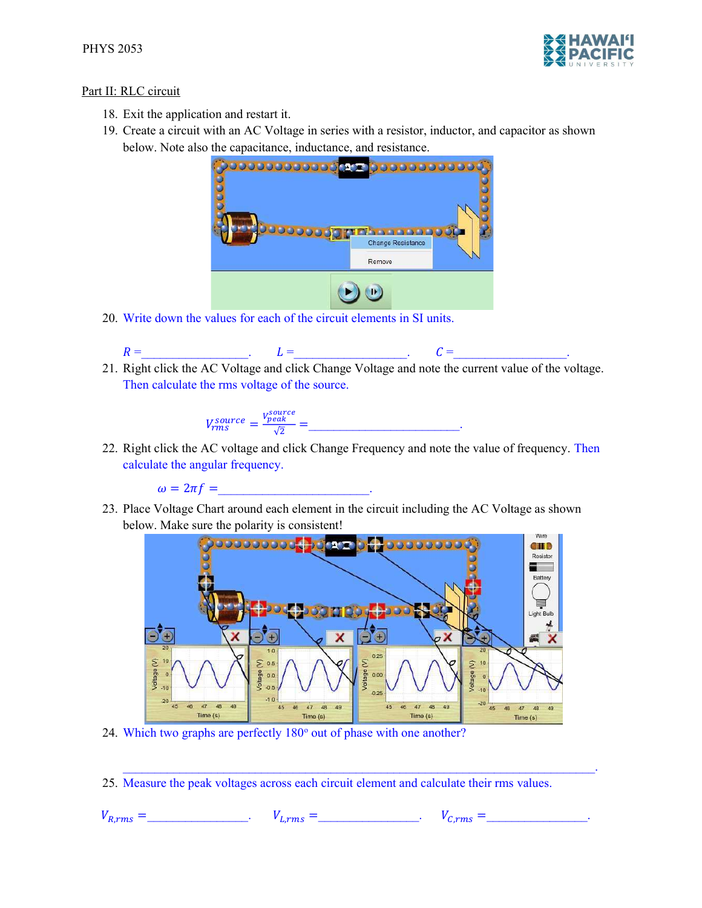Part II: RLC circuit

18. Exit the application and restart it.
19. Create a circuit with an AC Voltage in series with a resistor, inductor, and capacitor as shown below. Note also the capacitance, inductance, and resistance.
20. Write down the values for each of the circuit elements in SI units.

    $R =$_________________.   $L =$__________________.   $C =$__________________.

21. Right click the AC Voltage and click Change Voltage and note the current value of the voltage. Then calculate the rms voltage of the source.

    $$V_{rms}^{source} = \frac{V_{peak}^{source}}{\sqrt{2}} = \_\_\_\_\_\_\_\_\_\_\_\_\_\_\_\_\_\_\_\_\_\_\_\_.$$

22. Right click the AC voltage and click Change Frequency and note the value of frequency. Then calculate the angular frequency.

    $$\omega = 2\pi f = \_\_\_\_\_\_\_\_\_\_\_\_\_\_\_\_\_\_\_\_\_\_\_\_.$$

23. Place Voltage Chart around each element in the circuit including the AC Voltage as shown below. Make sure the polarity is consistent!
24. Which two graphs are perfectly 180° out of phase with one another?

    ______________________________________________________________________________.

25. Measure the peak voltages across each circuit element and calculate their rms values.

$V_{R,rms} =$________________.   $V_{L,rms} =$________________.   $V_{C,rms} =$________________.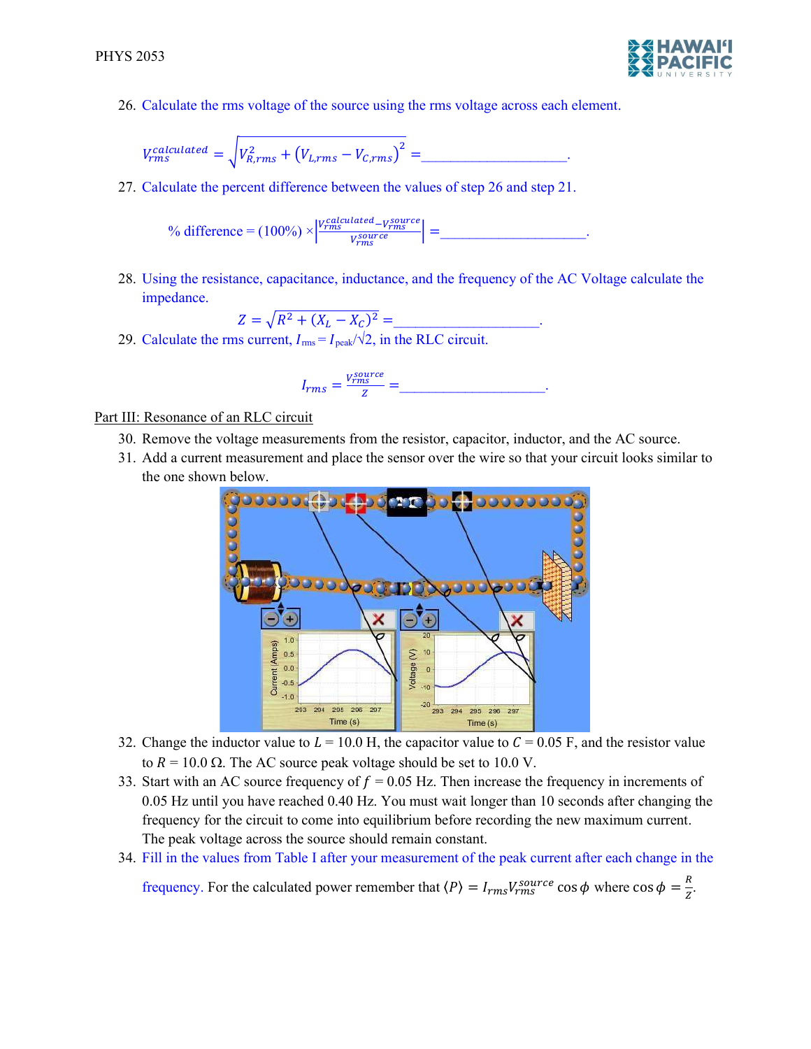26. Calculate the rms voltage of the source using the rms voltage across each element.

$$V_{rms}^{calculated} = \sqrt{V_{R,rms}^2 + \left(V_{L,rms} - V_{C,rms}\right)^2} = \_\_\_\_\_\_\_\_\_\_\_\_\_\_\_\_\_\_\_\_.$$

27. Calculate the percent difference between the values of step 26 and step 21.

$$\% \text{ difference} = (100\%) \times \left|\frac{V_{rms}^{calculated} - V_{rms}^{source}}{V_{rms}^{source}}\right| = \_\_\_\_\_\_\_\_\_\_\_\_\_\_\_\_\_\_\_\_.$$

28. Using the resistance, capacitance, inductance, and the frequency of the AC Voltage calculate the impedance.

$$Z = \sqrt{R^2 + (X_L - X_C)^2} = \_\_\_\_\_\_\_\_\_\_\_\_\_\_\_\_\_\_\_\_.$$

29. Calculate the rms current, $I_{rms} = I_{peak}/\sqrt{2}$, in the RLC circuit.

$$I_{rms} = \frac{V_{rms}^{source}}{Z} = \_\_\_\_\_\_\_\_\_\_\_\_\_\_\_\_\_\_\_\_.$$

Part III: Resonance of an RLC circuit

30. Remove the voltage measurements from the resistor, capacitor, inductor, and the AC source.
31. Add a current measurement and place the sensor over the wire so that your circuit looks similar to the one shown below.
32. Change the inductor value to $L = 10.0$ H, the capacitor value to $C = 0.05$ F, and the resistor value to $R = 10.0\ \Omega$. The AC source peak voltage should be set to 10.0 V.
33. Start with an AC source frequency of $f = 0.05$ Hz. Then increase the frequency in increments of 0.05 Hz until you have reached 0.40 Hz. You must wait longer than 10 seconds after changing the frequency for the circuit to come into equilibrium before recording the new maximum current. The peak voltage across the source should remain constant.
34. Fill in the values from Table I after your measurement of the peak current after each change in the frequency. For the calculated power remember that $\langle P \rangle = I_{rms} V_{rms}^{source} \cos\phi$ where $\cos\phi = \frac{R}{Z}$.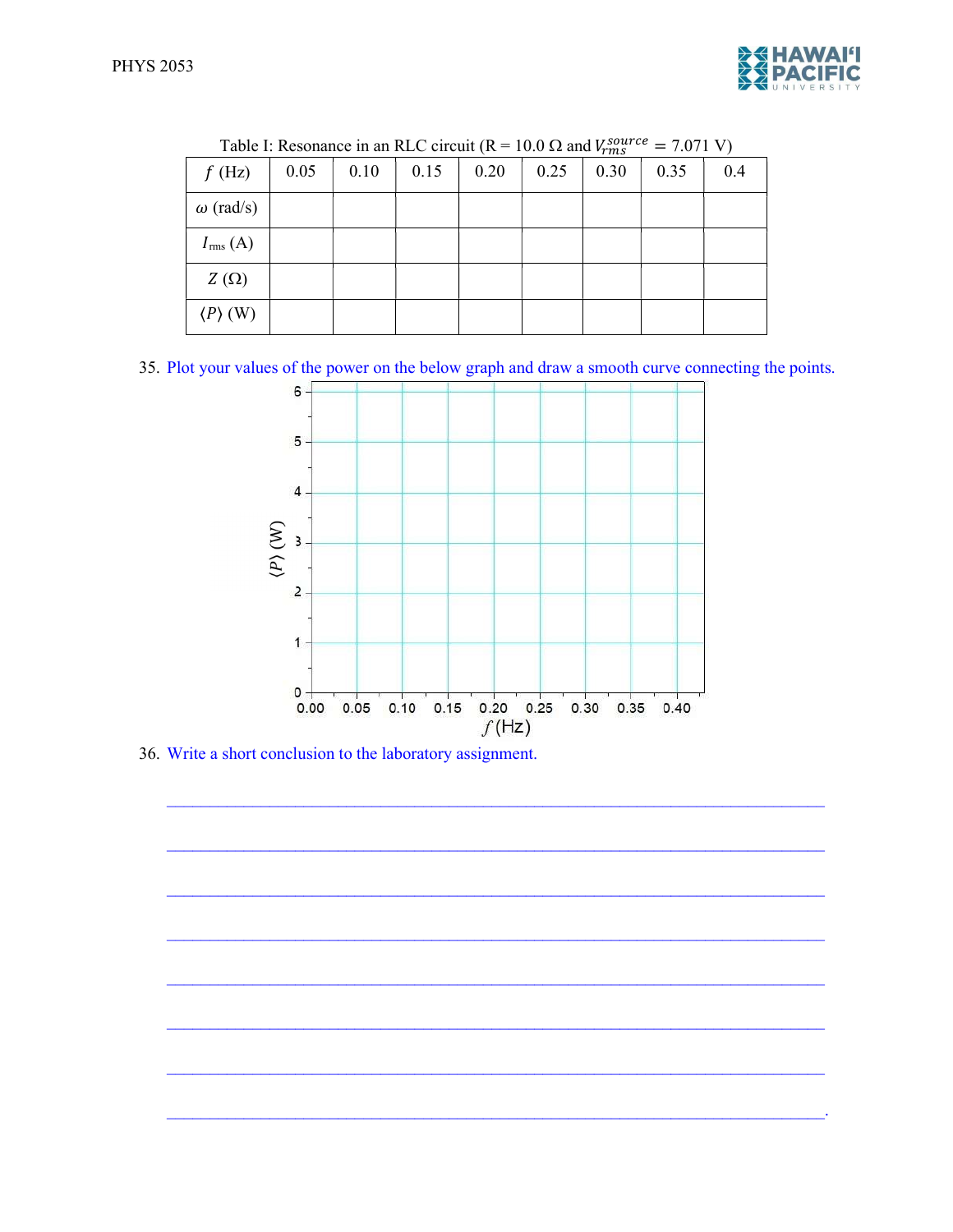Table I: Resonance in an RLC circuit (R = 10.0 Ω and $V_{rms}^{source}$ = 7.071 V)

| $f$ (Hz) | 0.05 | 0.10 | 0.15 | 0.20 | 0.25 | 0.30 | 0.35 | 0.4 |
|---|---|---|---|---|---|---|---|---|
| $\omega$ (rad/s) | | | | | | | | |
| $I_{\text{rms}}$ (A) | | | | | | | | |
| $Z$ (Ω) | | | | | | | | |
| $\langle P \rangle$ (W) | | | | | | | | |

35. Plot your values of the power on the below graph and draw a smooth curve connecting the points.

$\langle P \rangle$ (W)

6
5
4
3
2
1
0

0.00 0.05 0.10 0.15 0.20 0.25 0.30 0.35 0.40

$f$ (Hz)

36. Write a short conclusion to the laboratory assignment.

________________________________________________________________________

________________________________________________________________________

________________________________________________________________________

________________________________________________________________________

________________________________________________________________________

________________________________________________________________________

________________________________________________________________________

________________________________________________________________________.